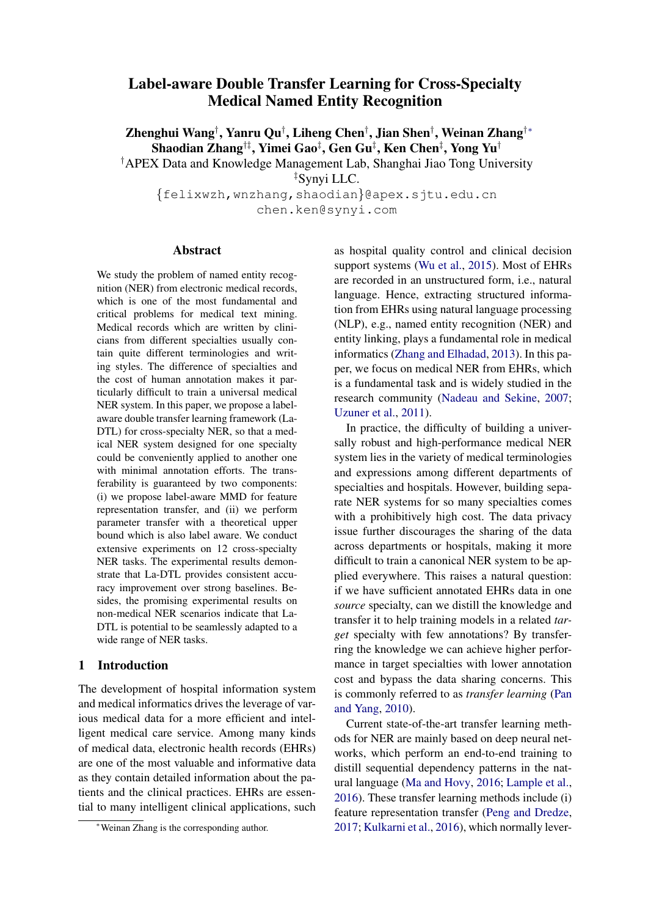# Label-aware Double Transfer Learning for Cross-Specialty Medical Named Entity Recognition

**Zhenghui Wang[†], Yanru Qu[†], Liheng Chen[†], Jian Shen[†], Weinan Zhang[†*]**
**Shaodian Zhang[†‡], Yimei Gao[‡], Gen Gu[‡], Ken Chen[‡], Yong Yu[†]**

[†]APEX Data and Knowledge Management Lab, Shanghai Jiao Tong University

[‡]Synyi LLC.

{felixwzh,wnzhang,shaodian}@apex.sjtu.edu.cn

chen.ken@synyi.com

## Abstract

We study the problem of named entity recognition (NER) from electronic medical records, which is one of the most fundamental and critical problems for medical text mining. Medical records which are written by clinicians from different specialties usually contain quite different terminologies and writing styles. The difference of specialties and the cost of human annotation makes it particularly difficult to train a universal medical NER system. In this paper, we propose a label-aware double transfer learning framework (La-DTL) for cross-specialty NER, so that a medical NER system designed for one specialty could be conveniently applied to another one with minimal annotation efforts. The transferability is guaranteed by two components: (i) we propose label-aware MMD for feature representation transfer, and (ii) we perform parameter transfer with a theoretical upper bound which is also label aware. We conduct extensive experiments on 12 cross-specialty NER tasks. The experimental results demonstrate that La-DTL provides consistent accuracy improvement over strong baselines. Besides, the promising experimental results on non-medical NER scenarios indicate that La-DTL is potential to be seamlessly adapted to a wide range of NER tasks.

## 1 Introduction

The development of hospital information system and medical informatics drives the leverage of various medical data for a more efficient and intelligent medical care service. Among many kinds of medical data, electronic health records (EHRs) are one of the most valuable and informative data as they contain detailed information about the patients and the clinical practices. EHRs are essential to many intelligent clinical applications, such as hospital quality control and clinical decision support systems (Wu et al., 2015). Most of EHRs are recorded in an unstructured form, i.e., natural language. Hence, extracting structured information from EHRs using natural language processing (NLP), e.g., named entity recognition (NER) and entity linking, plays a fundamental role in medical informatics (Zhang and Elhadad, 2013). In this paper, we focus on medical NER from EHRs, which is a fundamental task and is widely studied in the research community (Nadeau and Sekine, 2007; Uzuner et al., 2011).

In practice, the difficulty of building a universally robust and high-performance medical NER system lies in the variety of medical terminologies and expressions among different departments of specialties and hospitals. However, building separate NER systems for so many specialties comes with a prohibitively high cost. The data privacy issue further discourages the sharing of the data across departments or hospitals, making it more difficult to train a canonical NER system to be applied everywhere. This raises a natural question: if we have sufficient annotated EHRs data in one *source* specialty, can we distill the knowledge and transfer it to help training models in a related *target* specialty with few annotations? By transferring the knowledge we can achieve higher performance in target specialties with lower annotation cost and bypass the data sharing concerns. This is commonly referred to as *transfer learning* (Pan and Yang, 2010).

Current state-of-the-art transfer learning methods for NER are mainly based on deep neural networks, which perform an end-to-end training to distill sequential dependency patterns in the natural language (Ma and Hovy, 2016; Lample et al., 2016). These transfer learning methods include (i) feature representation transfer (Peng and Dredze, 2017; Kulkarni et al., 2016), which normally lever-

[*]Weinan Zhang is the corresponding author.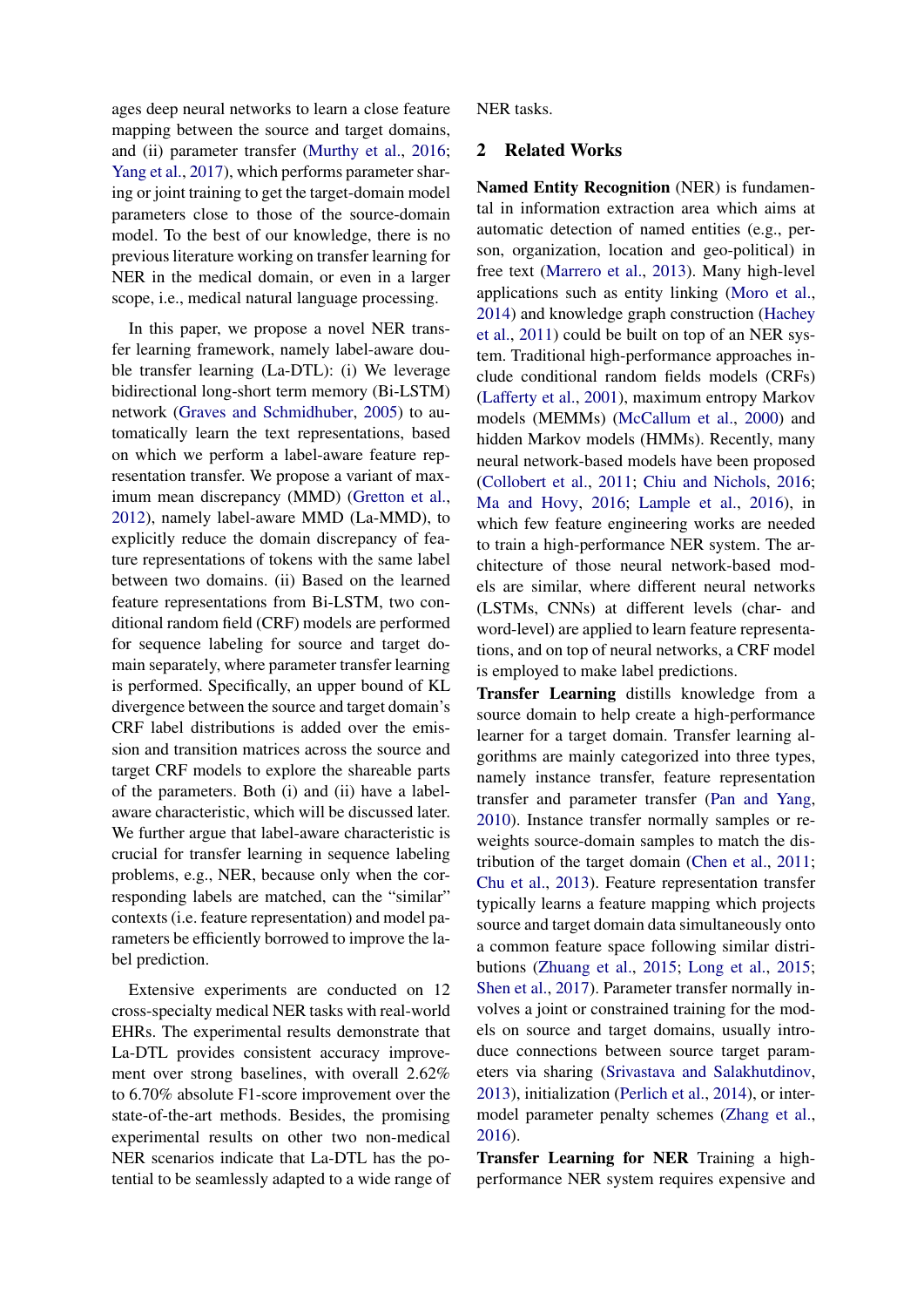ages deep neural networks to learn a close feature mapping between the source and target domains, and (ii) parameter transfer (Murthy et al., 2016; Yang et al., 2017), which performs parameter sharing or joint training to get the target-domain model parameters close to those of the source-domain model. To the best of our knowledge, there is no previous literature working on transfer learning for NER in the medical domain, or even in a larger scope, i.e., medical natural language processing.

In this paper, we propose a novel NER transfer learning framework, namely label-aware double transfer learning (La-DTL): (i) We leverage bidirectional long-short term memory (Bi-LSTM) network (Graves and Schmidhuber, 2005) to automatically learn the text representations, based on which we perform a label-aware feature representation transfer. We propose a variant of maximum mean discrepancy (MMD) (Gretton et al., 2012), namely label-aware MMD (La-MMD), to explicitly reduce the domain discrepancy of feature representations of tokens with the same label between two domains. (ii) Based on the learned feature representations from Bi-LSTM, two conditional random field (CRF) models are performed for sequence labeling for source and target domain separately, where parameter transfer learning is performed. Specifically, an upper bound of KL divergence between the source and target domain's CRF label distributions is added over the emission and transition matrices across the source and target CRF models to explore the shareable parts of the parameters. Both (i) and (ii) have a label-aware characteristic, which will be discussed later. We further argue that label-aware characteristic is crucial for transfer learning in sequence labeling problems, e.g., NER, because only when the corresponding labels are matched, can the "similar" contexts (i.e. feature representation) and model parameters be efficiently borrowed to improve the label prediction.

Extensive experiments are conducted on 12 cross-specialty medical NER tasks with real-world EHRs. The experimental results demonstrate that La-DTL provides consistent accuracy improvement over strong baselines, with overall 2.62% to 6.70% absolute F1-score improvement over the state-of-the-art methods. Besides, the promising experimental results on other two non-medical NER scenarios indicate that La-DTL has the potential to be seamlessly adapted to a wide range of NER tasks.

## 2 Related Works

**Named Entity Recognition** (NER) is fundamental in information extraction area which aims at automatic detection of named entities (e.g., person, organization, location and geo-political) in free text (Marrero et al., 2013). Many high-level applications such as entity linking (Moro et al., 2014) and knowledge graph construction (Hachey et al., 2011) could be built on top of an NER system. Traditional high-performance approaches include conditional random fields models (CRFs) (Lafferty et al., 2001), maximum entropy Markov models (MEMMs) (McCallum et al., 2000) and hidden Markov models (HMMs). Recently, many neural network-based models have been proposed (Collobert et al., 2011; Chiu and Nichols, 2016; Ma and Hovy, 2016; Lample et al., 2016), in which few feature engineering works are needed to train a high-performance NER system. The architecture of those neural network-based models are similar, where different neural networks (LSTMs, CNNs) at different levels (char- and word-level) are applied to learn feature representations, and on top of neural networks, a CRF model is employed to make label predictions.

**Transfer Learning** distills knowledge from a source domain to help create a high-performance learner for a target domain. Transfer learning algorithms are mainly categorized into three types, namely instance transfer, feature representation transfer and parameter transfer (Pan and Yang, 2010). Instance transfer normally samples or reweights source-domain samples to match the distribution of the target domain (Chen et al., 2011; Chu et al., 2013). Feature representation transfer typically learns a feature mapping which projects source and target domain data simultaneously onto a common feature space following similar distributions (Zhuang et al., 2015; Long et al., 2015; Shen et al., 2017). Parameter transfer normally involves a joint or constrained training for the models on source and target domains, usually introduce connections between source target parameters via sharing (Srivastava and Salakhutdinov, 2013), initialization (Perlich et al., 2014), or intermodel parameter penalty schemes (Zhang et al., 2016).

**Transfer Learning for NER** Training a high-performance NER system requires expensive and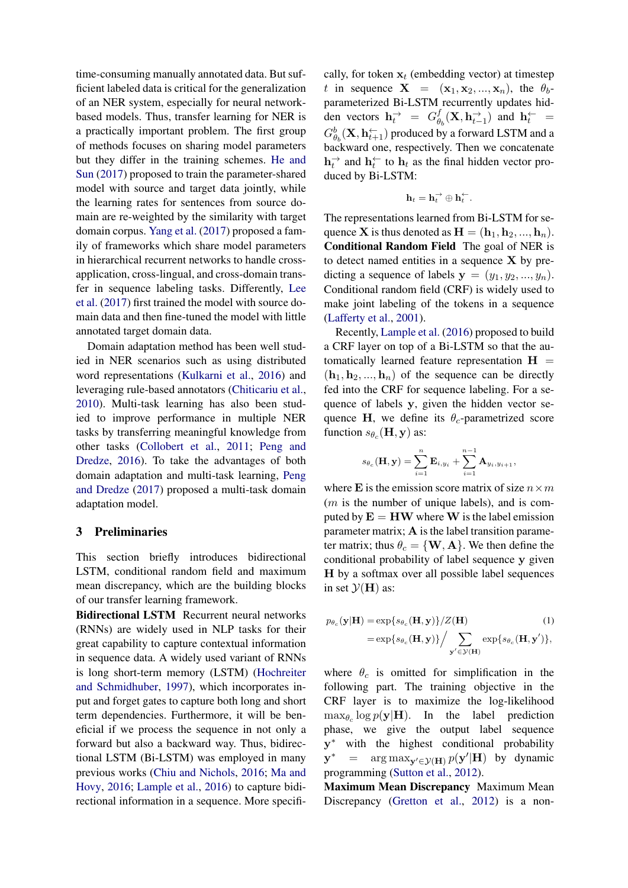time-consuming manually annotated data. But sufficient labeled data is critical for the generalization of an NER system, especially for neural network-based models. Thus, transfer learning for NER is a practically important problem. The first group of methods focuses on sharing model parameters but they differ in the training schemes. He and Sun (2017) proposed to train the parameter-shared model with source and target data jointly, while the learning rates for sentences from source domain are re-weighted by the similarity with target domain corpus. Yang et al. (2017) proposed a family of frameworks which share model parameters in hierarchical recurrent networks to handle cross-application, cross-lingual, and cross-domain transfer in sequence labeling tasks. Differently, Lee et al. (2017) first trained the model with source domain data and then fine-tuned the model with little annotated target domain data.

Domain adaptation method has been well studied in NER scenarios such as using distributed word representations (Kulkarni et al., 2016) and leveraging rule-based annotators (Chiticariu et al., 2010). Multi-task learning has also been studied to improve performance in multiple NER tasks by transferring meaningful knowledge from other tasks (Collobert et al., 2011; Peng and Dredze, 2016). To take the advantages of both domain adaptation and multi-task learning, Peng and Dredze (2017) proposed a multi-task domain adaptation model.

## 3 Preliminaries

This section briefly introduces bidirectional LSTM, conditional random field and maximum mean discrepancy, which are the building blocks of our transfer learning framework.

**Bidirectional LSTM** Recurrent neural networks (RNNs) are widely used in NLP tasks for their great capability to capture contextual information in sequence data. A widely used variant of RNNs is long short-term memory (LSTM) (Hochreiter and Schmidhuber, 1997), which incorporates input and forget gates to capture both long and short term dependencies. Furthermore, it will be beneficial if we process the sequence in not only a forward but also a backward way. Thus, bidirectional LSTM (Bi-LSTM) was employed in many previous works (Chiu and Nichols, 2016; Ma and Hovy, 2016; Lample et al., 2016) to capture bidirectional information in a sequence. More specifically, for token $\mathbf{x}_t$ (embedding vector) at timestep $t$ in sequence $\mathbf{X} = (\mathbf{x}_1, \mathbf{x}_2, ..., \mathbf{x}_n)$, the $\theta_b$-parameterized Bi-LSTM recurrently updates hidden vectors $\mathbf{h}_t^{\rightarrow} = G^f_{\theta_b}(\mathbf{X}, \mathbf{h}_{t-1}^{\rightarrow})$ and $\mathbf{h}_t^{\leftarrow} = G^b_{\theta_b}(\mathbf{X}, \mathbf{h}_{t+1}^{\leftarrow})$ produced by a forward LSTM and a backward one, respectively. Then we concatenate $\mathbf{h}_t^{\rightarrow}$ and $\mathbf{h}_t^{\leftarrow}$ to $\mathbf{h}_t$ as the final hidden vector produced by Bi-LSTM:

$$\mathbf{h}_t = \mathbf{h}_t^{\rightarrow} \oplus \mathbf{h}_t^{\leftarrow}.$$

The representations learned from Bi-LSTM for sequence $\mathbf{X}$ is thus denoted as $\mathbf{H} = (\mathbf{h}_1, \mathbf{h}_2, ..., \mathbf{h}_n)$.

**Conditional Random Field** The goal of NER is to detect named entities in a sequence $\mathbf{X}$ by predicting a sequence of labels $\mathbf{y} = (y_1, y_2, ..., y_n)$. Conditional random field (CRF) is widely used to make joint labeling of the tokens in a sequence (Lafferty et al., 2001).

Recently, Lample et al. (2016) proposed to build a CRF layer on top of a Bi-LSTM so that the automatically learned feature representation $\mathbf{H} = (\mathbf{h}_1, \mathbf{h}_2, ..., \mathbf{h}_n)$ of the sequence can be directly fed into the CRF for sequence labeling. For a sequence of labels $\mathbf{y}$, given the hidden vector sequence $\mathbf{H}$, we define its $\theta_c$-parametrized score function $s_{\theta_c}(\mathbf{H}, \mathbf{y})$ as:

$$s_{\theta_c}(\mathbf{H}, \mathbf{y}) = \sum_{i=1}^{n} \mathbf{E}_{i,y_i} + \sum_{i=1}^{n-1} \mathbf{A}_{y_i, y_{i+1}},$$

where $\mathbf{E}$ is the emission score matrix of size $n \times m$ ($m$ is the number of unique labels), and is computed by $\mathbf{E} = \mathbf{HW}$ where $\mathbf{W}$ is the label emission parameter matrix; $\mathbf{A}$ is the label transition parameter matrix; thus $\theta_c = \{\mathbf{W}, \mathbf{A}\}$. We then define the conditional probability of label sequence $\mathbf{y}$ given $\mathbf{H}$ by a softmax over all possible label sequences in set $\mathcal{Y}(\mathbf{H})$ as:

$$\begin{aligned} p_{\theta_c}(\mathbf{y}|\mathbf{H}) &= \exp\{s_{\theta_c}(\mathbf{H}, \mathbf{y})\}/Z(\mathbf{H}) \\ &= \exp\{s_{\theta_c}(\mathbf{H}, \mathbf{y})\} \Big/ \sum_{\mathbf{y}' \in \mathcal{Y}(\mathbf{H})} \exp\{s_{\theta_c}(\mathbf{H}, \mathbf{y}')\}, \end{aligned} \tag{1}$$

where $\theta_c$ is omitted for simplification in the following part. The training objective in the CRF layer is to maximize the log-likelihood $\max_{\theta_c} \log p(\mathbf{y}|\mathbf{H})$. In the label prediction phase, we give the output label sequence $\mathbf{y}^*$ with the highest conditional probability $\mathbf{y}^* = \arg\max_{\mathbf{y}' \in \mathcal{Y}(\mathbf{H})} p(\mathbf{y}'|\mathbf{H})$ by dynamic programming (Sutton et al., 2012).

**Maximum Mean Discrepancy** Maximum Mean Discrepancy (Gretton et al., 2012) is a non-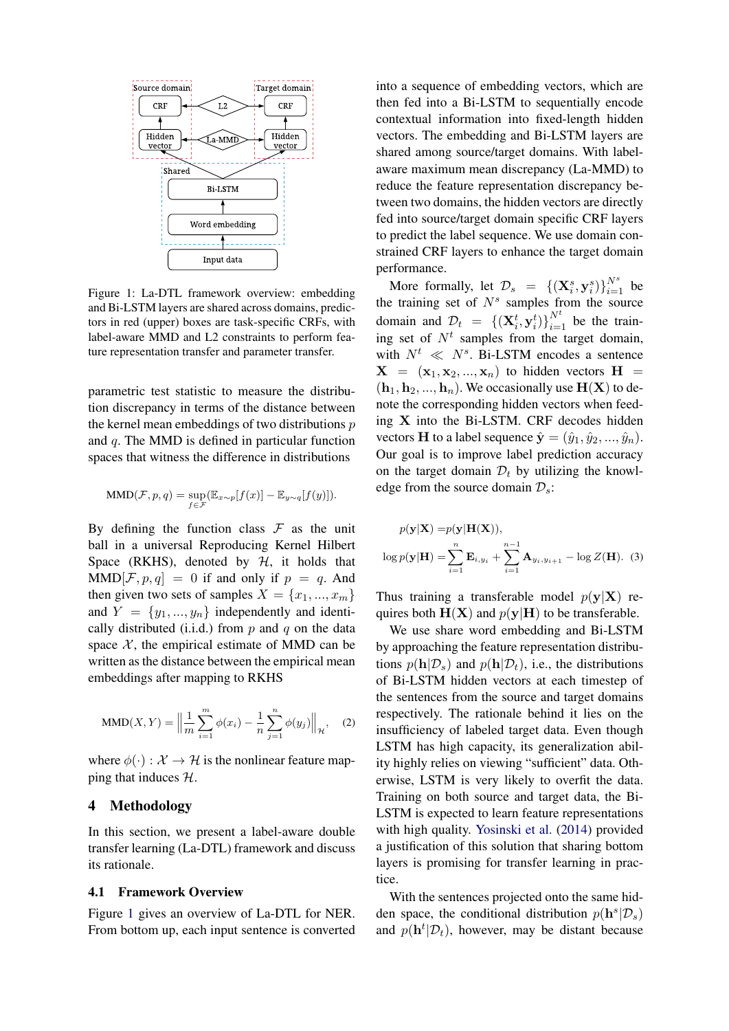Figure 1: La-DTL framework overview: embedding and Bi-LSTM layers are shared across domains, predictors in red (upper) boxes are task-specific CRFs, with label-aware MMD and L2 constraints to perform feature representation transfer and parameter transfer.

parametric test statistic to measure the distribution discrepancy in terms of the distance between the kernel mean embeddings of two distributions $p$ and $q$. The MMD is defined in particular function spaces that witness the difference in distributions

$$\text{MMD}(\mathcal{F}, p, q) = \sup_{f \in \mathcal{F}} (\mathbb{E}_{x \sim p}[f(x)] - \mathbb{E}_{y \sim q}[f(y)]).$$

By defining the function class $\mathcal{F}$ as the unit ball in a universal Reproducing Kernel Hilbert Space (RKHS), denoted by $\mathcal{H}$, it holds that $\text{MMD}[\mathcal{F}, p, q] = 0$ if and only if $p = q$. And then given two sets of samples $X = \{x_1, ..., x_m\}$ and $Y = \{y_1, ..., y_n\}$ independently and identically distributed (i.i.d.) from $p$ and $q$ on the data space $\mathcal{X}$, the empirical estimate of MMD can be written as the distance between the empirical mean embeddings after mapping to RKHS

$$\text{MMD}(X, Y) = \left\| \frac{1}{m} \sum_{i=1}^{m} \phi(x_i) - \frac{1}{n} \sum_{j=1}^{n} \phi(y_j) \right\|_{\mathcal{H}}, \quad (2)$$

where $\phi(\cdot) : \mathcal{X} \rightarrow \mathcal{H}$ is the nonlinear feature mapping that induces $\mathcal{H}$.

## 4 Methodology

In this section, we present a label-aware double transfer learning (La-DTL) framework and discuss its rationale.

### 4.1 Framework Overview

Figure 1 gives an overview of La-DTL for NER. From bottom up, each input sentence is converted into a sequence of embedding vectors, which are then fed into a Bi-LSTM to sequentially encode contextual information into fixed-length hidden vectors. The embedding and Bi-LSTM layers are shared among source/target domains. With label-aware maximum mean discrepancy (La-MMD) to reduce the feature representation discrepancy between two domains, the hidden vectors are directly fed into source/target domain specific CRF layers to predict the label sequence. We use domain constrained CRF layers to enhance the target domain performance.

More formally, let $\mathcal{D}_s = \{(\mathbf{X}_i^s, \mathbf{y}_i^s)\}_{i=1}^{N^s}$ be the training set of $N^s$ samples from the source domain and $\mathcal{D}_t = \{(\mathbf{X}_i^t, \mathbf{y}_i^t)\}_{i=1}^{N^t}$ be the training set of $N^t$ samples from the target domain, with $N^t \ll N^s$. Bi-LSTM encodes a sentence $\mathbf{X} = (\mathbf{x}_1, \mathbf{x}_2, ..., \mathbf{x}_n)$ to hidden vectors $\mathbf{H} = (\mathbf{h}_1, \mathbf{h}_2, ..., \mathbf{h}_n)$. We occasionally use $\mathbf{H}(\mathbf{X})$ to denote the corresponding hidden vectors when feeding $\mathbf{X}$ into the Bi-LSTM. CRF decodes hidden vectors $\mathbf{H}$ to a label sequence $\hat{\mathbf{y}} = (\hat{y}_1, \hat{y}_2, ..., \hat{y}_n)$. Our goal is to improve label prediction accuracy on the target domain $\mathcal{D}_t$ by utilizing the knowledge from the source domain $\mathcal{D}_s$:

$$\begin{aligned} p(\mathbf{y}|\mathbf{X}) &= p(\mathbf{y}|\mathbf{H}(\mathbf{X})), \\ \log p(\mathbf{y}|\mathbf{H}) &= \sum_{i=1}^{n} \mathbf{E}_{i,y_i} + \sum_{i=1}^{n-1} \mathbf{A}_{y_i,y_{i+1}} - \log Z(\mathbf{H}). \end{aligned} \quad (3)$$

Thus training a transferable model $p(\mathbf{y}|\mathbf{X})$ requires both $\mathbf{H}(\mathbf{X})$ and $p(\mathbf{y}|\mathbf{H})$ to be transferable.

We use share word embedding and Bi-LSTM by approaching the feature representation distributions $p(\mathbf{h}|\mathcal{D}_s)$ and $p(\mathbf{h}|\mathcal{D}_t)$, i.e., the distributions of Bi-LSTM hidden vectors at each timestep of the sentences from the source and target domains respectively. The rationale behind it lies on the insufficiency of labeled target data. Even though LSTM has high capacity, its generalization ability highly relies on viewing "sufficient" data. Otherwise, LSTM is very likely to overfit the data. Training on both source and target data, the Bi-LSTM is expected to learn feature representations with high quality. Yosinski et al. (2014) provided a justification of this solution that sharing bottom layers is promising for transfer learning in practice.

With the sentences projected onto the same hidden space, the conditional distribution $p(\mathbf{h}^s|\mathcal{D}_s)$ and $p(\mathbf{h}^t|\mathcal{D}_t)$, however, may be distant because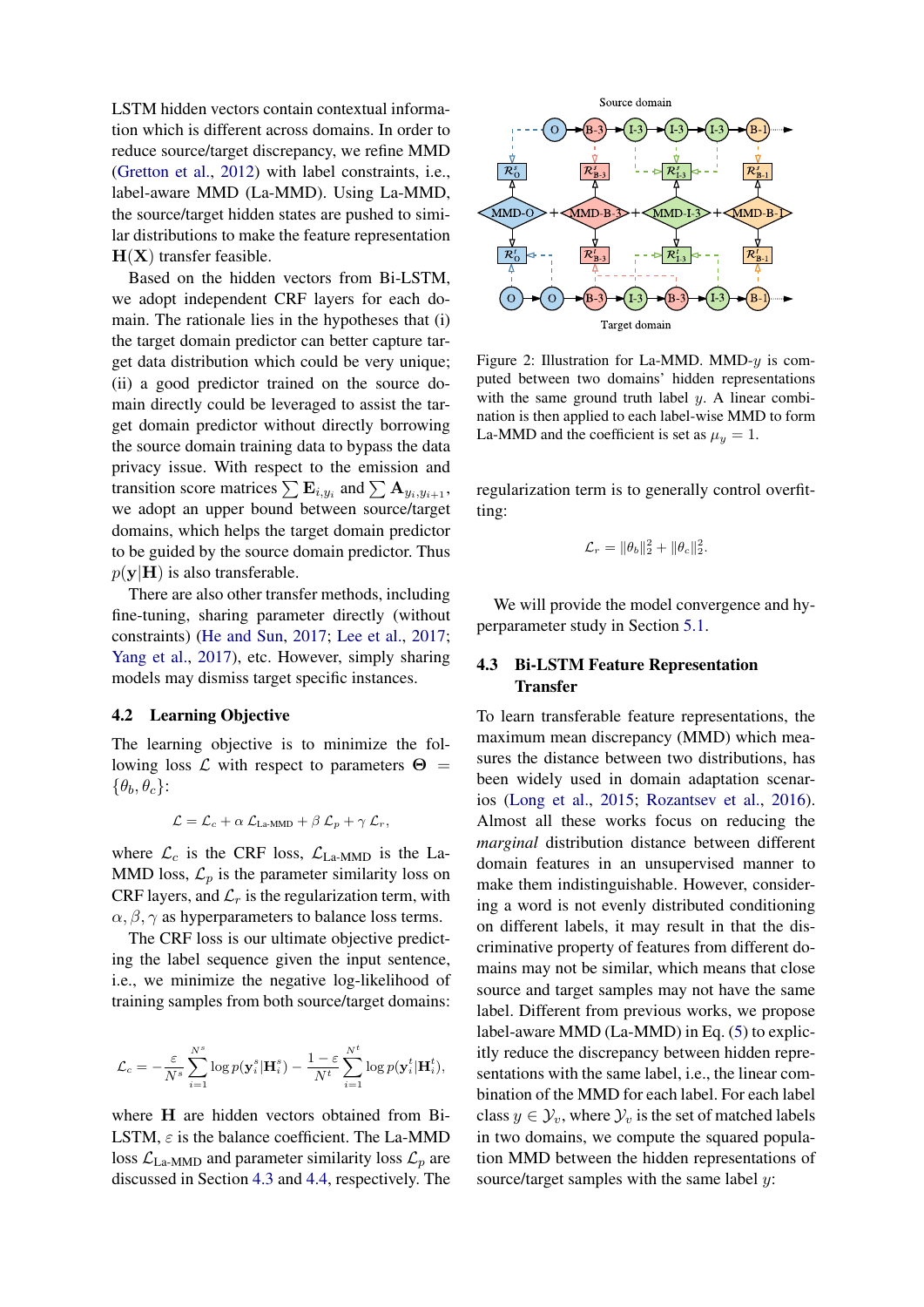LSTM hidden vectors contain contextual information which is different across domains. In order to reduce source/target discrepancy, we refine MMD (Gretton et al., 2012) with label constraints, i.e., label-aware MMD (La-MMD). Using La-MMD, the source/target hidden states are pushed to similar distributions to make the feature representation $\mathbf{H}(\mathbf{X})$ transfer feasible.

Based on the hidden vectors from Bi-LSTM, we adopt independent CRF layers for each domain. The rationale lies in the hypotheses that (i) the target domain predictor can better capture target data distribution which could be very unique; (ii) a good predictor trained on the source domain directly could be leveraged to assist the target domain predictor without directly borrowing the source domain training data to bypass the data privacy issue. With respect to the emission and transition score matrices $\sum \mathbf{E}_{i,y_i}$ and $\sum \mathbf{A}_{y_i,y_{i+1}}$, we adopt an upper bound between source/target domains, which helps the target domain predictor to be guided by the source domain predictor. Thus $p(\mathbf{y}|\mathbf{H})$ is also transferable.

There are also other transfer methods, including fine-tuning, sharing parameter directly (without constraints) (He and Sun, 2017; Lee et al., 2017; Yang et al., 2017), etc. However, simply sharing models may dismiss target specific instances.

## 4.2 Learning Objective

The learning objective is to minimize the following loss $\mathcal{L}$ with respect to parameters $\mathbf{\Theta} = \{\theta_b, \theta_c\}$:

$$\mathcal{L} = \mathcal{L}_c + \alpha\, \mathcal{L}_{\text{La-MMD}} + \beta\, \mathcal{L}_p + \gamma\, \mathcal{L}_r,$$

where $\mathcal{L}_c$ is the CRF loss, $\mathcal{L}_{\text{La-MMD}}$ is the La-MMD loss, $\mathcal{L}_p$ is the parameter similarity loss on CRF layers, and $\mathcal{L}_r$ is the regularization term, with $\alpha, \beta, \gamma$ as hyperparameters to balance loss terms.

The CRF loss is our ultimate objective predicting the label sequence given the input sentence, i.e., we minimize the negative log-likelihood of training samples from both source/target domains:

$$\mathcal{L}_c = -\frac{\varepsilon}{N^s}\sum_{i=1}^{N^s} \log p(\mathbf{y}_i^s|\mathbf{H}_i^s) - \frac{1-\varepsilon}{N^t}\sum_{i=1}^{N^t} \log p(\mathbf{y}_i^t|\mathbf{H}_i^t),$$

where $\mathbf{H}$ are hidden vectors obtained from Bi-LSTM, $\varepsilon$ is the balance coefficient. The La-MMD loss $\mathcal{L}_{\text{La-MMD}}$ and parameter similarity loss $\mathcal{L}_p$ are discussed in Section 4.3 and 4.4, respectively. The regularization term is to generally control overfitting:

$$\mathcal{L}_r = \|\theta_b\|_2^2 + \|\theta_c\|_2^2.$$

We will provide the model convergence and hyperparameter study in Section 5.1.

Figure 2: Illustration for La-MMD. MMD-$y$ is computed between two domains' hidden representations with the same ground truth label $y$. A linear combination is then applied to each label-wise MMD to form La-MMD and the coefficient is set as $\mu_y = 1$.

## 4.3 Bi-LSTM Feature Representation Transfer

To learn transferable feature representations, the maximum mean discrepancy (MMD) which measures the distance between two distributions, has been widely used in domain adaptation scenarios (Long et al., 2015; Rozantsev et al., 2016). Almost all these works focus on reducing the *marginal* distribution distance between different domain features in an unsupervised manner to make them indistinguishable. However, considering a word is not evenly distributed conditioning on different labels, it may result in that the discriminative property of features from different domains may not be similar, which means that close source and target samples may not have the same label. Different from previous works, we propose label-aware MMD (La-MMD) in Eq. (5) to explicitly reduce the discrepancy between hidden representations with the same label, i.e., the linear combination of the MMD for each label. For each label class $y \in \mathcal{Y}_v$, where $\mathcal{Y}_v$ is the set of matched labels in two domains, we compute the squared population MMD between the hidden representations of source/target samples with the same label $y$: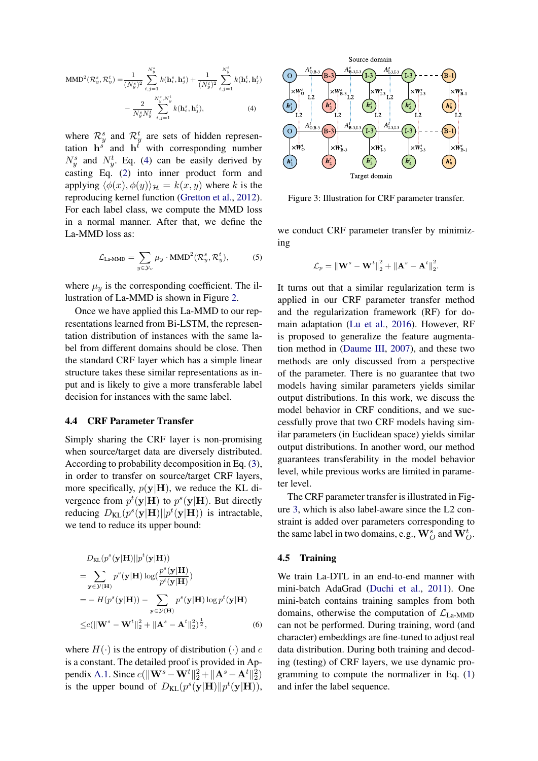$$
\begin{aligned}
\mathrm{MMD}^2(\mathcal{R}_y^s, \mathcal{R}_y^t) =& \frac{1}{(N_y^s)^2} \sum_{i,j=1}^{N_y^s} k(\mathbf{h}_i^s, \mathbf{h}_j^s) + \frac{1}{(N_y^t)^2} \sum_{i,j=1}^{N_y^t} k(\mathbf{h}_i^t, \mathbf{h}_j^t) \\
& - \frac{2}{N_y^s N_y^t} \sum_{i,j=1}^{N_y^s, N_y^t} k(\mathbf{h}_i^s, \mathbf{h}_j^t), \quad (4)
\end{aligned}
$$

where $\mathcal{R}_y^s$ and $\mathcal{R}_y^t$ are sets of hidden representation $\mathbf{h}^s$ and $\mathbf{h}^t$ with corresponding number $N_y^s$ and $N_y^t$. Eq. (4) can be easily derived by casting Eq. (2) into inner product form and applying $\langle \phi(x), \phi(y) \rangle_{\mathcal{H}} = k(x, y)$ where $k$ is the reproducing kernel function (Gretton et al., 2012). For each label class, we compute the MMD loss in a normal manner. After that, we define the La-MMD loss as:

$$
\mathcal{L}_{\text{La-MMD}} = \sum_{y \in \mathcal{Y}_v} \mu_y \cdot \mathrm{MMD}^2(\mathcal{R}_y^s, \mathcal{R}_y^t), \quad (5)
$$

where $\mu_y$ is the corresponding coefficient. The illustration of La-MMD is shown in Figure 2.

Once we have applied this La-MMD to our representations learned from Bi-LSTM, the representation distribution of instances with the same label from different domains should be close. Then the standard CRF layer which has a simple linear structure takes these similar representations as input and is likely to give a more transferable label decision for instances with the same label.

### 4.4 CRF Parameter Transfer

Simply sharing the CRF layer is non-promising when source/target data are diversely distributed. According to probability decomposition in Eq. (3), in order to transfer on source/target CRF layers, more specifically, $p(\mathbf{y}|\mathbf{H})$, we reduce the KL divergence from $p^t(\mathbf{y}|\mathbf{H})$ to $p^s(\mathbf{y}|\mathbf{H})$. But directly reducing $D_{\mathrm{KL}}(p^s(\mathbf{y}|\mathbf{H})||p^t(\mathbf{y}|\mathbf{H}))$ is intractable, we tend to reduce its upper bound:

$$
\begin{aligned}
& D_{\mathrm{KL}}(p^s(\mathbf{y}|\mathbf{H})||p^t(\mathbf{y}|\mathbf{H})) \\
=& \sum_{\mathbf{y} \in \mathcal{Y}(\mathbf{H})} p^s(\mathbf{y}|\mathbf{H}) \log(\frac{p^s(\mathbf{y}|\mathbf{H})}{p^t(\mathbf{y}|\mathbf{H})}) \\
=& -H(p^s(\mathbf{y}|\mathbf{H})) - \sum_{\mathbf{y} \in \mathcal{Y}(\mathbf{H})} p^s(\mathbf{y}|\mathbf{H}) \log p^t(\mathbf{y}|\mathbf{H}) \\
\leq& c(\|\mathbf{W}^s - \mathbf{W}^t\|_2^2 + \|\mathbf{A}^s - \mathbf{A}^t\|_2^2)^{\frac{1}{2}}, \quad (6)
\end{aligned}
$$

where $H(\cdot)$ is the entropy of distribution $(\cdot)$ and $c$ is a constant. The detailed proof is provided in Appendix A.1. Since $c(\|\mathbf{W}^s - \mathbf{W}^t\|_2^2 + \|\mathbf{A}^s - \mathbf{A}^t\|_2^2)$ is the upper bound of $D_{\mathrm{KL}}(p^s(\mathbf{y}|\mathbf{H})\|p^t(\mathbf{y}|\mathbf{H}))$, we conduct CRF parameter transfer by minimizing

$$
\mathcal{L}_p = \|\mathbf{W}^s - \mathbf{W}^t\|_2^2 + \|\mathbf{A}^s - \mathbf{A}^t\|_2^2.
$$

It turns out that a similar regularization term is applied in our CRF parameter transfer method and the regularization framework (RF) for domain adaptation (Lu et al., 2016). However, RF is proposed to generalize the feature augmentation method in (Daume III, 2007), and these two methods are only discussed from a perspective of the parameter. There is no guarantee that two models having similar parameters yields similar output distributions. In this work, we discuss the model behavior in CRF conditions, and we successfully prove that two CRF models having similar parameters (in Euclidean space) yields similar output distributions. In another word, our method guarantees transferability in the model behavior level, while previous works are limited in parameter level.

Source domain

Target domain

Figure 3: Illustration for CRF parameter transfer.

The CRF parameter transfer is illustrated in Figure 3, which is also label-aware since the L2 constraint is added over parameters corresponding to the same label in two domains, e.g., $\mathbf{W}_O^s$ and $\mathbf{W}_O^t$.

### 4.5 Training

We train La-DTL in an end-to-end manner with mini-batch AdaGrad (Duchi et al., 2011). One mini-batch contains training samples from both domains, otherwise the computation of $\mathcal{L}_{\text{La-MMD}}$ can not be performed. During training, word (and character) embeddings are fine-tuned to adjust real data distribution. During both training and decoding (testing) of CRF layers, we use dynamic programming to compute the normalizer in Eq. (1) and infer the label sequence.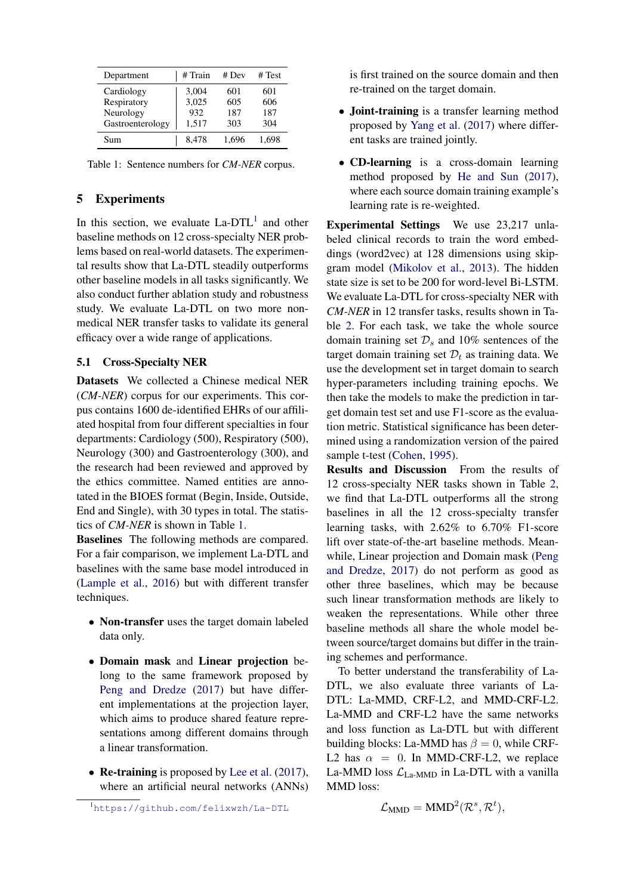| Department | # Train | # Dev | # Test |
|---|---|---|---|
| Cardiology | 3,004 | 601 | 601 |
| Respiratory | 3,025 | 605 | 606 |
| Neurology | 932 | 187 | 187 |
| Gastroenterology | 1,517 | 303 | 304 |
| Sum | 8,478 | 1,696 | 1,698 |

Table 1: Sentence numbers for *CM-NER* corpus.

## 5 Experiments

In this section, we evaluate La-DTL[1] and other baseline methods on 12 cross-specialty NER problems based on real-world datasets. The experimental results show that La-DTL steadily outperforms other baseline models in all tasks significantly. We also conduct further ablation study and robustness study. We evaluate La-DTL on two more non-medical NER transfer tasks to validate its general efficacy over a wide range of applications.

### 5.1 Cross-Specialty NER

**Datasets** We collected a Chinese medical NER (*CM-NER*) corpus for our experiments. This corpus contains 1600 de-identified EHRs of our affiliated hospital from four different specialties in four departments: Cardiology (500), Respiratory (500), Neurology (300) and Gastroenterology (300), and the research had been reviewed and approved by the ethics committee. Named entities are annotated in the BIOES format (Begin, Inside, Outside, End and Single), with 30 types in total. The statistics of *CM-NER* is shown in Table 1.

**Baselines** The following methods are compared. For a fair comparison, we implement La-DTL and baselines with the same base model introduced in (Lample et al., 2016) but with different transfer techniques.

- **Non-transfer** uses the target domain labeled data only.
- **Domain mask** and **Linear projection** belong to the same framework proposed by Peng and Dredze (2017) but have different implementations at the projection layer, which aims to produce shared feature representations among different domains through a linear transformation.
- **Re-training** is proposed by Lee et al. (2017), where an artificial neural networks (ANNs) is first trained on the source domain and then re-trained on the target domain.
- **Joint-training** is a transfer learning method proposed by Yang et al. (2017) where different tasks are trained jointly.
- **CD-learning** is a cross-domain learning method proposed by He and Sun (2017), where each source domain training example's learning rate is re-weighted.

**Experimental Settings** We use 23,217 unlabeled clinical records to train the word embeddings (word2vec) at 128 dimensions using skip-gram model (Mikolov et al., 2013). The hidden state size is set to be 200 for word-level Bi-LSTM. We evaluate La-DTL for cross-specialty NER with *CM-NER* in 12 transfer tasks, results shown in Table 2. For each task, we take the whole source domain training set $\mathcal{D}_s$ and 10% sentences of the target domain training set $\mathcal{D}_t$ as training data. We use the development set in target domain to search hyper-parameters including training epochs. We then take the models to make the prediction in target domain test set and use F1-score as the evaluation metric. Statistical significance has been determined using a randomization version of the paired sample t-test (Cohen, 1995).

**Results and Discussion** From the results of 12 cross-specialty NER tasks shown in Table 2, we find that La-DTL outperforms all the strong baselines in all the 12 cross-specialty transfer learning tasks, with 2.62% to 6.70% F1-score lift over state-of-the-art baseline methods. Meanwhile, Linear projection and Domain mask (Peng and Dredze, 2017) do not perform as good as other three baselines, which may be because such linear transformation methods are likely to weaken the representations. While other three baseline methods all share the whole model between source/target domains but differ in the training schemes and performance.

To better understand the transferability of La-DTL, we also evaluate three variants of La-DTL: La-MMD, CRF-L2, and MMD-CRF-L2. La-MMD and CRF-L2 have the same networks and loss function as La-DTL but with different building blocks: La-MMD has $\beta = 0$, while CRF-L2 has $\alpha = 0$. In MMD-CRF-L2, we replace La-MMD loss $\mathcal{L}_{\text{La-MMD}}$ in La-DTL with a vanilla MMD loss:

$$\mathcal{L}_{\text{MMD}} = \text{MMD}^2(\mathcal{R}^s, \mathcal{R}^t),$$

[1] https://github.com/felixwzh/La-DTL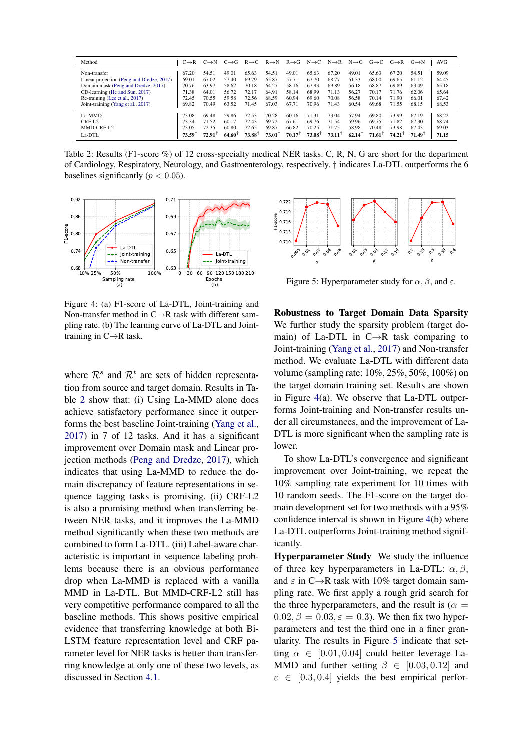| Method | C→R | C→N | C→G | R→C | R→N | R→G | N→C | N→R | N→G | G→C | G→R | G→N | AVG |
|---|---|---|---|---|---|---|---|---|---|---|---|---|---|
| Non-transfer | 67.20 | 54.51 | 49.01 | 65.63 | 54.51 | 49.01 | 65.63 | 67.20 | 49.01 | 65.63 | 67.20 | 54.51 | 59.09 |
| Linear projection (Peng and Dredze, 2017) | 69.01 | 67.02 | 57.40 | 69.79 | 65.87 | 57.71 | 67.70 | 68.77 | 51.33 | 68.00 | 69.65 | 61.12 | 64.45 |
| Domain mask (Peng and Dredze, 2017) | 70.76 | 63.97 | 58.62 | 70.18 | 64.27 | 58.16 | 67.93 | 69.89 | 56.18 | 68.87 | 69.89 | 63.49 | 65.18 |
| CD-learning (He and Sun, 2017) | 71.38 | 64.01 | 56.72 | 72.17 | 64.91 | 58.14 | 68.99 | 71.13 | 56.27 | 70.17 | 71.76 | 62.06 | 65.64 |
| Re-training (Lee et al., 2017) | 72.45 | 70.55 | 59.58 | 72.56 | 68.59 | 60.94 | 69.60 | 70.08 | 56.58 | 70.14 | 71.90 | 66.01 | 67.42 |
| Joint-training (Yang et al., 2017) | 69.82 | 70.49 | 63.52 | 71.45 | 67.03 | 67.71 | 70.96 | 71.43 | 60.54 | 69.68 | 71.55 | 68.15 | 68.53 |
| La-MMD | 73.08 | 69.48 | 59.86 | 72.53 | 70.28 | 60.16 | 71.31 | 73.04 | 57.94 | 69.80 | 73.99 | 67.19 | 68.22 |
| CRF-L2 | 73.34 | 71.52 | 60.17 | 72.43 | 69.72 | 67.61 | 69.76 | 71.54 | 59.96 | 69.75 | 71.82 | 67.30 | 68.74 |
| MMD-CRF-L2 | 73.05 | 72.35 | 60.80 | 72.65 | 69.87 | 66.82 | 70.25 | 71.75 | 58.98 | 70.48 | 73.98 | 67.43 | 69.03 |
| La-DTL | **73.59**† | **72.91**† | **64.60**† | **73.88**† | **73.01**† | **70.17**† | **73.08**† | **73.11**† | **62.14**† | **71.61**† | **74.21**† | **71.49**† | **71.15** |

Table 2: Results (F1-score %) of 12 cross-specialty medical NER tasks. C, R, N, G are short for the department of Cardiology, Respiratory, Neurology, and Gastroenterology, respectively. † indicates La-DTL outperforms the 6 baselines significantly ($p < 0.05$).

Figure 4: (a) F1-score of La-DTL, Joint-training and Non-transfer method in C→R task with different sampling rate. (b) The learning curve of La-DTL and Joint-training in C→R task.

Figure 5: Hyperparameter study for $\alpha, \beta$, and $\varepsilon$.

where $\mathcal{R}^s$ and $\mathcal{R}^t$ are sets of hidden representation from source and target domain. Results in Table 2 show that: (i) Using La-MMD alone does achieve satisfactory performance since it outperforms the best baseline Joint-training (Yang et al., 2017) in 7 of 12 tasks. And it has a significant improvement over Domain mask and Linear projection methods (Peng and Dredze, 2017), which indicates that using La-MMD to reduce the domain discrepancy of feature representations in sequence tagging tasks is promising. (ii) CRF-L2 is also a promising method when transferring between NER tasks, and it improves the La-MMD method significantly when these two methods are combined to form La-DTL. (iii) Label-aware characteristic is important in sequence labeling problems because there is an obvious performance drop when La-MMD is replaced with a vanilla MMD in La-DTL. But MMD-CRF-L2 still has very competitive performance compared to all the baseline methods. This shows positive empirical evidence that transferring knowledge at both BiLSTM feature representation level and CRF parameter level for NER tasks is better than transferring knowledge at only one of these two levels, as discussed in Section 4.1.

**Robustness to Target Domain Data Sparsity** We further study the sparsity problem (target domain) of La-DTL in C→R task comparing to Joint-training (Yang et al., 2017) and Non-transfer method. We evaluate La-DTL with different data volume (sampling rate: 10%, 25%, 50%, 100%) on the target domain training set. Results are shown in Figure 4(a). We observe that La-DTL outperforms Joint-training and Non-transfer results under all circumstances, and the improvement of La-DTL is more significant when the sampling rate is lower.

To show La-DTL's convergence and significant improvement over Joint-training, we repeat the 10% sampling rate experiment for 10 times with 10 random seeds. The F1-score on the target domain development set for two methods with a 95% confidence interval is shown in Figure 4(b) where La-DTL outperforms Joint-training method significantly.

**Hyperparameter Study** We study the influence of three key hyperparameters in La-DTL: $\alpha, \beta$, and $\varepsilon$ in C→R task with 10% target domain sampling rate. We first apply a rough grid search for the three hyperparameters, and the result is ($\alpha = 0.02, \beta = 0.03, \varepsilon = 0.3$). We then fix two hyperparameters and test the third one in a finer granularity. The results in Figure 5 indicate that setting $\alpha \in [0.01, 0.04]$ could better leverage La-MMD and further setting $\beta \in [0.03, 0.12]$ and $\varepsilon \in [0.3, 0.4]$ yields the best empirical perfor-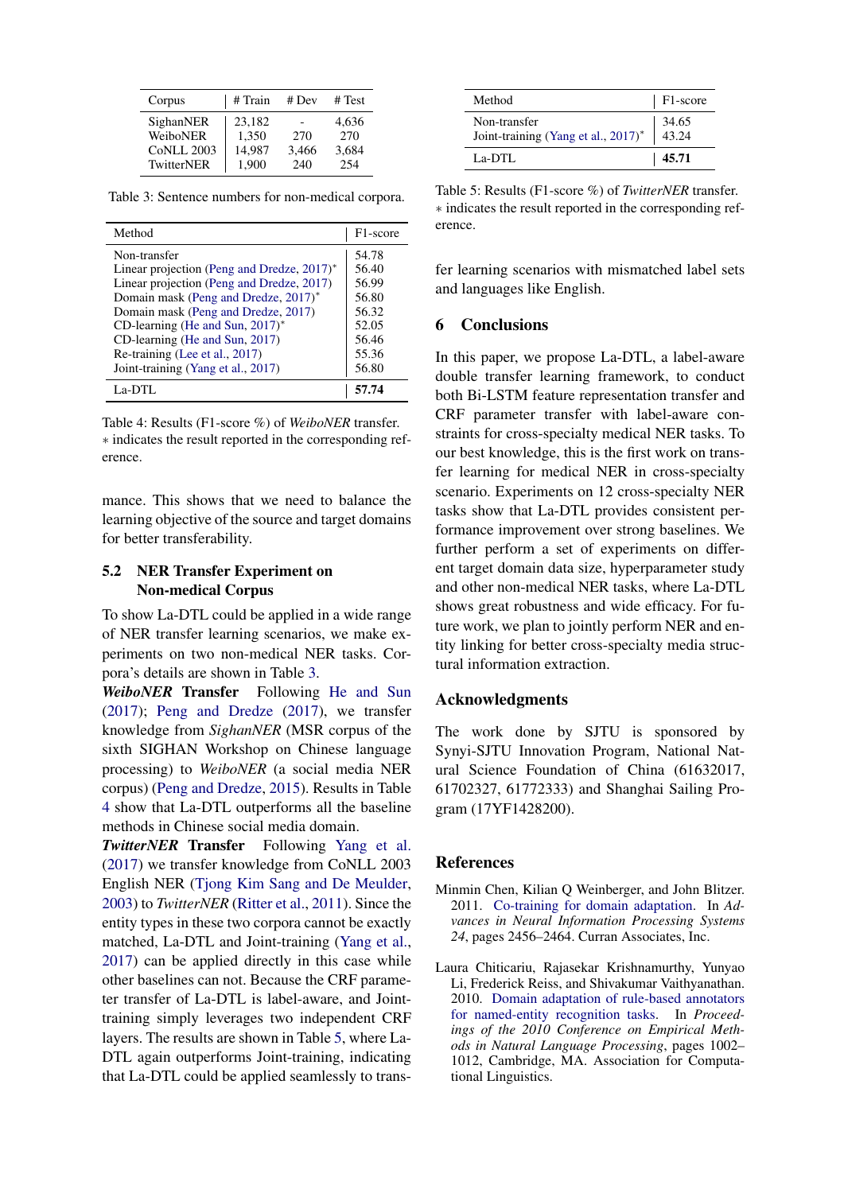| Corpus | # Train | # Dev | # Test |
|---|---|---|---|
| SighanNER | 23,182 | - | 4,636 |
| WeiboNER | 1,350 | 270 | 270 |
| CoNLL 2003 | 14,987 | 3,466 | 3,684 |
| TwitterNER | 1,900 | 240 | 254 |

Table 3: Sentence numbers for non-medical corpora.

| Method | F1-score |
|---|---|
| Non-transfer | 54.78 |
| Linear projection (Peng and Dredze, 2017)* | 56.40 |
| Linear projection (Peng and Dredze, 2017) | 56.99 |
| Domain mask (Peng and Dredze, 2017)* | 56.80 |
| Domain mask (Peng and Dredze, 2017) | 56.32 |
| CD-learning (He and Sun, 2017)* | 52.05 |
| CD-learning (He and Sun, 2017) | 56.46 |
| Re-training (Lee et al., 2017) | 55.36 |
| Joint-training (Yang et al., 2017) | 56.80 |
| La-DTL | **57.74** |

Table 4: Results (F1-score %) of *WeiboNER* transfer. ∗ indicates the result reported in the corresponding reference.

mance. This shows that we need to balance the learning objective of the source and target domains for better transferability.

### 5.2 NER Transfer Experiment on Non-medical Corpus

To show La-DTL could be applied in a wide range of NER transfer learning scenarios, we make experiments on two non-medical NER tasks. Corpora's details are shown in Table 3.

***WeiboNER* Transfer** Following He and Sun (2017); Peng and Dredze (2017), we transfer knowledge from *SighanNER* (MSR corpus of the sixth SIGHAN Workshop on Chinese language processing) to *WeiboNER* (a social media NER corpus) (Peng and Dredze, 2015). Results in Table 4 show that La-DTL outperforms all the baseline methods in Chinese social media domain.

***TwitterNER* Transfer** Following Yang et al. (2017) we transfer knowledge from CoNLL 2003 English NER (Tjong Kim Sang and De Meulder, 2003) to *TwitterNER* (Ritter et al., 2011). Since the entity types in these two corpora cannot be exactly matched, La-DTL and Joint-training (Yang et al., 2017) can be applied directly in this case while other baselines can not. Because the CRF parameter transfer of La-DTL is label-aware, and Joint-training simply leverages two independent CRF layers. The results are shown in Table 5, where La-DTL again outperforms Joint-training, indicating that La-DTL could be applied seamlessly to transfer learning scenarios with mismatched label sets and languages like English.

| Method | F1-score |
|---|---|
| Non-transfer | 34.65 |
| Joint-training (Yang et al., 2017)* | 43.24 |
| La-DTL | **45.71** |

Table 5: Results (F1-score %) of *TwitterNER* transfer. ∗ indicates the result reported in the corresponding reference.

## 6 Conclusions

In this paper, we propose La-DTL, a label-aware double transfer learning framework, to conduct both Bi-LSTM feature representation transfer and CRF parameter transfer with label-aware constraints for cross-specialty medical NER tasks. To our best knowledge, this is the first work on transfer learning for medical NER in cross-specialty scenario. Experiments on 12 cross-specialty NER tasks show that La-DTL provides consistent performance improvement over strong baselines. We further perform a set of experiments on different target domain data size, hyperparameter study and other non-medical NER tasks, where La-DTL shows great robustness and wide efficacy. For future work, we plan to jointly perform NER and entity linking for better cross-specialty media structural information extraction.

## Acknowledgments

The work done by SJTU is sponsored by Synyi-SJTU Innovation Program, National Natural Science Foundation of China (61632017, 61702327, 61772333) and Shanghai Sailing Program (17YF1428200).

## References

Minmin Chen, Kilian Q Weinberger, and John Blitzer. 2011. Co-training for domain adaptation. In *Advances in Neural Information Processing Systems 24*, pages 2456–2464. Curran Associates, Inc.

Laura Chiticariu, Rajasekar Krishnamurthy, Yunyao Li, Frederick Reiss, and Shivakumar Vaithyanathan. 2010. Domain adaptation of rule-based annotators for named-entity recognition tasks. In *Proceedings of the 2010 Conference on Empirical Methods in Natural Language Processing*, pages 1002–1012, Cambridge, MA. Association for Computational Linguistics.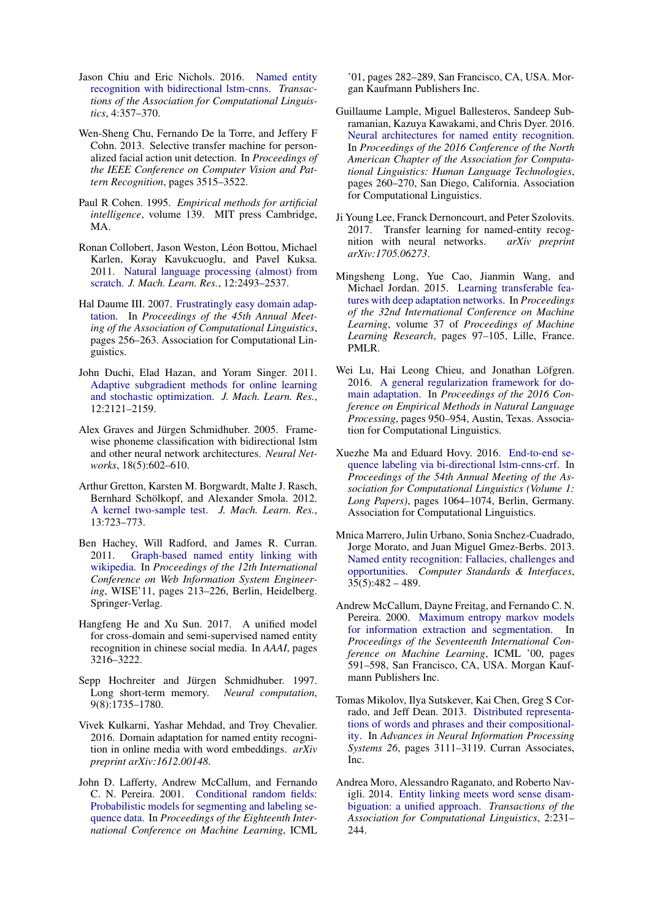Jason Chiu and Eric Nichols. 2016. Named entity recognition with bidirectional lstm-cnns. *Transactions of the Association for Computational Linguistics*, 4:357–370.

Wen-Sheng Chu, Fernando De la Torre, and Jeffery F Cohn. 2013. Selective transfer machine for personalized facial action unit detection. In *Proceedings of the IEEE Conference on Computer Vision and Pattern Recognition*, pages 3515–3522.

Paul R Cohen. 1995. *Empirical methods for artificial intelligence*, volume 139. MIT press Cambridge, MA.

Ronan Collobert, Jason Weston, Léon Bottou, Michael Karlen, Koray Kavukcuoglu, and Pavel Kuksa. 2011. Natural language processing (almost) from scratch. *J. Mach. Learn. Res.*, 12:2493–2537.

Hal Daume III. 2007. Frustratingly easy domain adaptation. In *Proceedings of the 45th Annual Meeting of the Association of Computational Linguistics*, pages 256–263. Association for Computational Linguistics.

John Duchi, Elad Hazan, and Yoram Singer. 2011. Adaptive subgradient methods for online learning and stochastic optimization. *J. Mach. Learn. Res.*, 12:2121–2159.

Alex Graves and Jürgen Schmidhuber. 2005. Framewise phoneme classification with bidirectional lstm and other neural network architectures. *Neural Networks*, 18(5):602–610.

Arthur Gretton, Karsten M. Borgwardt, Malte J. Rasch, Bernhard Schölkopf, and Alexander Smola. 2012. A kernel two-sample test. *J. Mach. Learn. Res.*, 13:723–773.

Ben Hachey, Will Radford, and James R. Curran. 2011. Graph-based named entity linking with wikipedia. In *Proceedings of the 12th International Conference on Web Information System Engineering*, WISE'11, pages 213–226, Berlin, Heidelberg. Springer-Verlag.

Hangfeng He and Xu Sun. 2017. A unified model for cross-domain and semi-supervised named entity recognition in chinese social media. In *AAAI*, pages 3216–3222.

Sepp Hochreiter and Jürgen Schmidhuber. 1997. Long short-term memory. *Neural computation*, 9(8):1735–1780.

Vivek Kulkarni, Yashar Mehdad, and Troy Chevalier. 2016. Domain adaptation for named entity recognition in online media with word embeddings. *arXiv preprint arXiv:1612.00148*.

John D. Lafferty, Andrew McCallum, and Fernando C. N. Pereira. 2001. Conditional random fields: Probabilistic models for segmenting and labeling sequence data. In *Proceedings of the Eighteenth International Conference on Machine Learning*, ICML '01, pages 282–289, San Francisco, CA, USA. Morgan Kaufmann Publishers Inc.

Guillaume Lample, Miguel Ballesteros, Sandeep Subramanian, Kazuya Kawakami, and Chris Dyer. 2016. Neural architectures for named entity recognition. In *Proceedings of the 2016 Conference of the North American Chapter of the Association for Computational Linguistics: Human Language Technologies*, pages 260–270, San Diego, California. Association for Computational Linguistics.

Ji Young Lee, Franck Dernoncourt, and Peter Szolovits. 2017. Transfer learning for named-entity recognition with neural networks. *arXiv preprint arXiv:1705.06273*.

Mingsheng Long, Yue Cao, Jianmin Wang, and Michael Jordan. 2015. Learning transferable features with deep adaptation networks. In *Proceedings of the 32nd International Conference on Machine Learning*, volume 37 of *Proceedings of Machine Learning Research*, pages 97–105, Lille, France. PMLR.

Wei Lu, Hai Leong Chieu, and Jonathan Löfgren. 2016. A general regularization framework for domain adaptation. In *Proceedings of the 2016 Conference on Empirical Methods in Natural Language Processing*, pages 950–954, Austin, Texas. Association for Computational Linguistics.

Xuezhe Ma and Eduard Hovy. 2016. End-to-end sequence labeling via bi-directional lstm-cnns-crf. In *Proceedings of the 54th Annual Meeting of the Association for Computational Linguistics (Volume 1: Long Papers)*, pages 1064–1074, Berlin, Germany. Association for Computational Linguistics.

Mnica Marrero, Julin Urbano, Sonia Snchez-Cuadrado, Jorge Morato, and Juan Miguel Gmez-Berbs. 2013. Named entity recognition: Fallacies, challenges and opportunities. *Computer Standards & Interfaces*, 35(5):482 – 489.

Andrew McCallum, Dayne Freitag, and Fernando C. N. Pereira. 2000. Maximum entropy markov models for information extraction and segmentation. In *Proceedings of the Seventeenth International Conference on Machine Learning*, ICML '00, pages 591–598, San Francisco, CA, USA. Morgan Kaufmann Publishers Inc.

Tomas Mikolov, Ilya Sutskever, Kai Chen, Greg S Corrado, and Jeff Dean. 2013. Distributed representations of words and phrases and their compositionality. In *Advances in Neural Information Processing Systems 26*, pages 3111–3119. Curran Associates, Inc.

Andrea Moro, Alessandro Raganato, and Roberto Navigli. 2014. Entity linking meets word sense disambiguation: a unified approach. *Transactions of the Association for Computational Linguistics*, 2:231–244.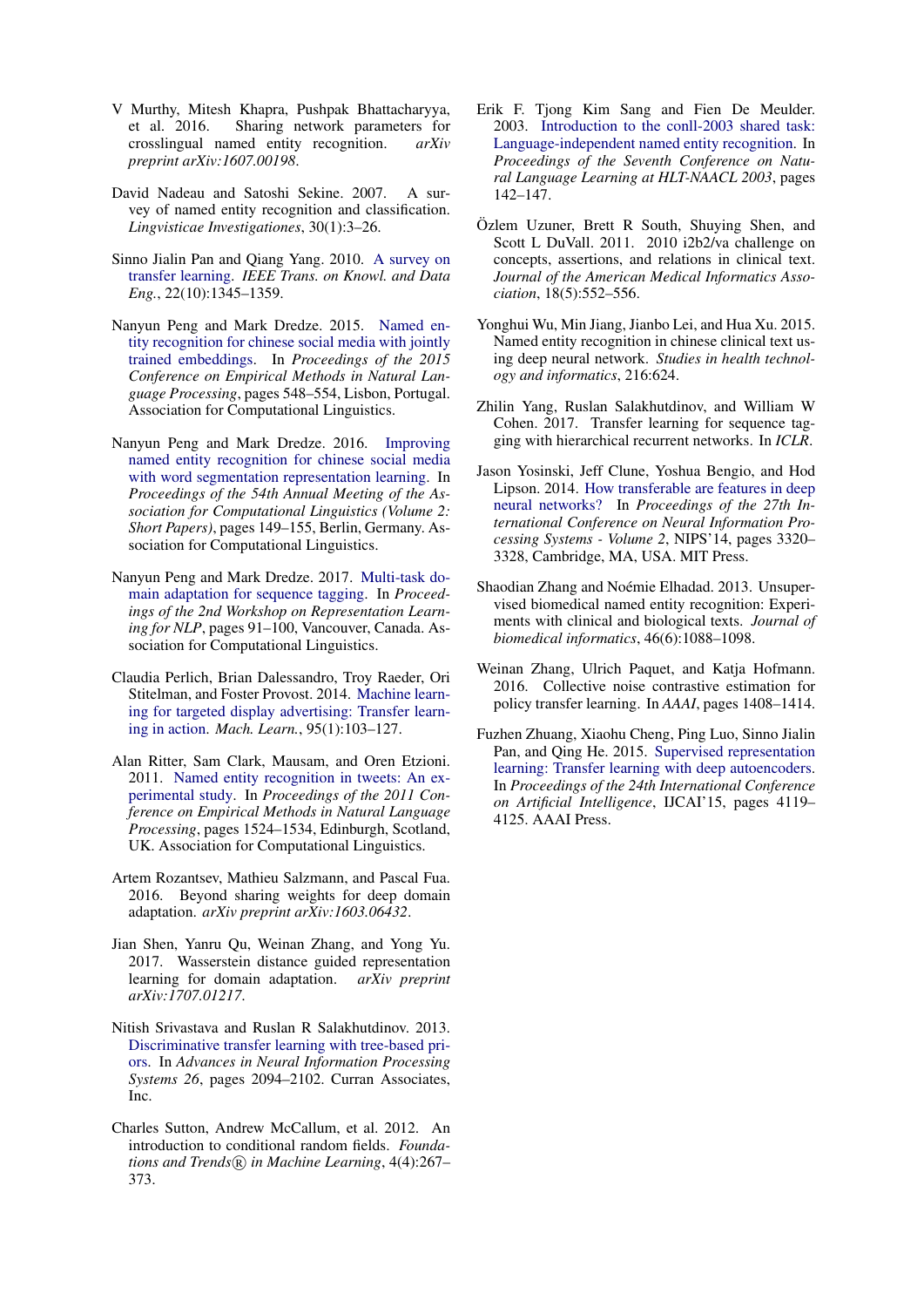V Murthy, Mitesh Khapra, Pushpak Bhattacharyya, et al. 2016. Sharing network parameters for crosslingual named entity recognition. *arXiv preprint arXiv:1607.00198*.

David Nadeau and Satoshi Sekine. 2007. A survey of named entity recognition and classification. *Lingvisticae Investigationes*, 30(1):3–26.

Sinno Jialin Pan and Qiang Yang. 2010. A survey on transfer learning. *IEEE Trans. on Knowl. and Data Eng.*, 22(10):1345–1359.

Nanyun Peng and Mark Dredze. 2015. Named entity recognition for chinese social media with jointly trained embeddings. In *Proceedings of the 2015 Conference on Empirical Methods in Natural Language Processing*, pages 548–554, Lisbon, Portugal. Association for Computational Linguistics.

Nanyun Peng and Mark Dredze. 2016. Improving named entity recognition for chinese social media with word segmentation representation learning. In *Proceedings of the 54th Annual Meeting of the Association for Computational Linguistics (Volume 2: Short Papers)*, pages 149–155, Berlin, Germany. Association for Computational Linguistics.

Nanyun Peng and Mark Dredze. 2017. Multi-task domain adaptation for sequence tagging. In *Proceedings of the 2nd Workshop on Representation Learning for NLP*, pages 91–100, Vancouver, Canada. Association for Computational Linguistics.

Claudia Perlich, Brian Dalessandro, Troy Raeder, Ori Stitelman, and Foster Provost. 2014. Machine learning for targeted display advertising: Transfer learning in action. *Mach. Learn.*, 95(1):103–127.

Alan Ritter, Sam Clark, Mausam, and Oren Etzioni. 2011. Named entity recognition in tweets: An experimental study. In *Proceedings of the 2011 Conference on Empirical Methods in Natural Language Processing*, pages 1524–1534, Edinburgh, Scotland, UK. Association for Computational Linguistics.

Artem Rozantsev, Mathieu Salzmann, and Pascal Fua. 2016. Beyond sharing weights for deep domain adaptation. *arXiv preprint arXiv:1603.06432*.

Jian Shen, Yanru Qu, Weinan Zhang, and Yong Yu. 2017. Wasserstein distance guided representation learning for domain adaptation. *arXiv preprint arXiv:1707.01217*.

Nitish Srivastava and Ruslan R Salakhutdinov. 2013. Discriminative transfer learning with tree-based priors. In *Advances in Neural Information Processing Systems 26*, pages 2094–2102. Curran Associates, Inc.

Charles Sutton, Andrew McCallum, et al. 2012. An introduction to conditional random fields. *Foundations and Trends® in Machine Learning*, 4(4):267–373.

Erik F. Tjong Kim Sang and Fien De Meulder. 2003. Introduction to the conll-2003 shared task: Language-independent named entity recognition. In *Proceedings of the Seventh Conference on Natural Language Learning at HLT-NAACL 2003*, pages 142–147.

Özlem Uzuner, Brett R South, Shuying Shen, and Scott L DuVall. 2011. 2010 i2b2/va challenge on concepts, assertions, and relations in clinical text. *Journal of the American Medical Informatics Association*, 18(5):552–556.

Yonghui Wu, Min Jiang, Jianbo Lei, and Hua Xu. 2015. Named entity recognition in chinese clinical text using deep neural network. *Studies in health technology and informatics*, 216:624.

Zhilin Yang, Ruslan Salakhutdinov, and William W Cohen. 2017. Transfer learning for sequence tagging with hierarchical recurrent networks. In *ICLR*.

Jason Yosinski, Jeff Clune, Yoshua Bengio, and Hod Lipson. 2014. How transferable are features in deep neural networks? In *Proceedings of the 27th International Conference on Neural Information Processing Systems - Volume 2*, NIPS'14, pages 3320–3328, Cambridge, MA, USA. MIT Press.

Shaodian Zhang and Noémie Elhadad. 2013. Unsupervised biomedical named entity recognition: Experiments with clinical and biological texts. *Journal of biomedical informatics*, 46(6):1088–1098.

Weinan Zhang, Ulrich Paquet, and Katja Hofmann. 2016. Collective noise contrastive estimation for policy transfer learning. In *AAAI*, pages 1408–1414.

Fuzhen Zhuang, Xiaohu Cheng, Ping Luo, Sinno Jialin Pan, and Qing He. 2015. Supervised representation learning: Transfer learning with deep autoencoders. In *Proceedings of the 24th International Conference on Artificial Intelligence*, IJCAI'15, pages 4119–4125. AAAI Press.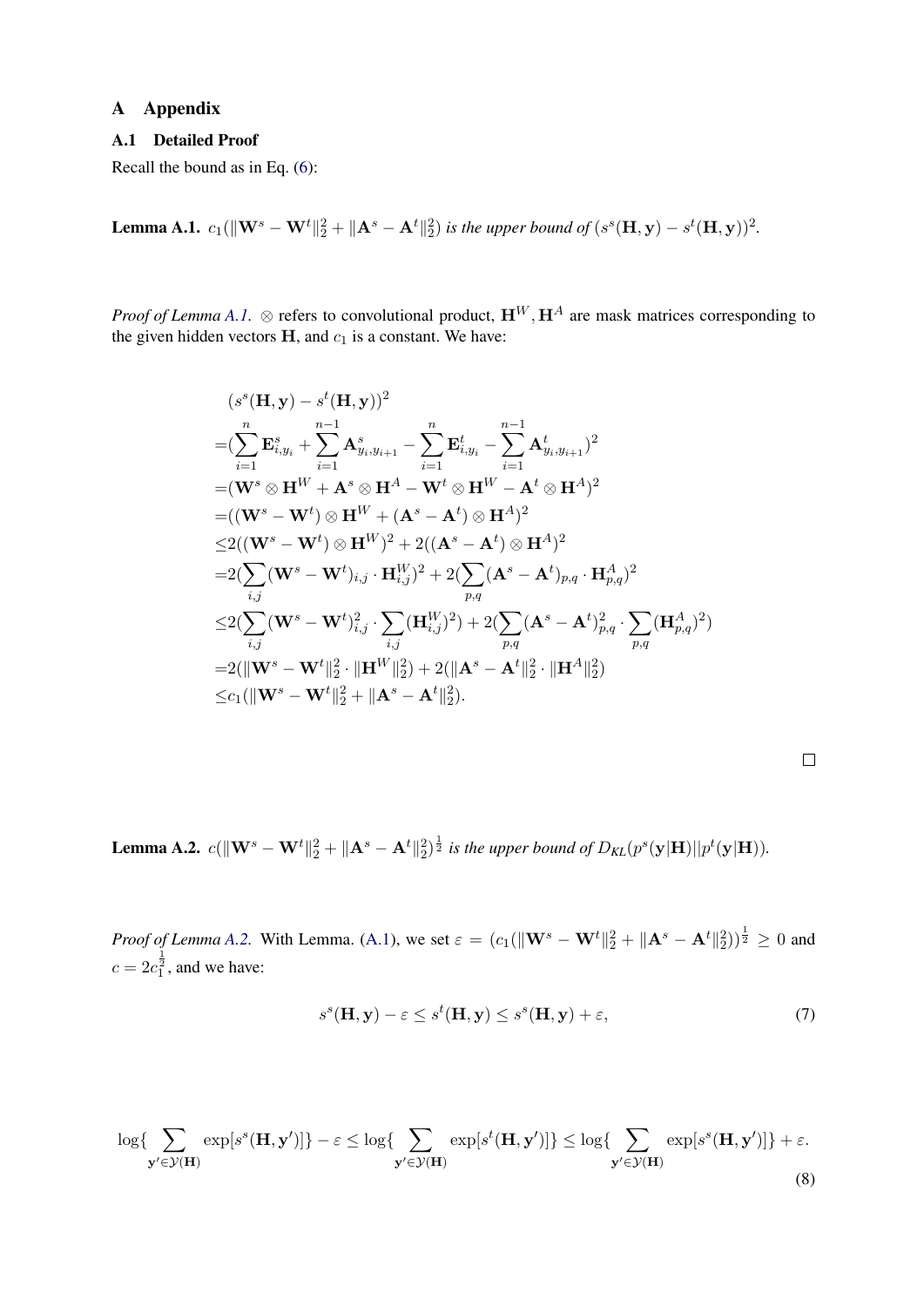# A Appendix

## A.1 Detailed Proof

Recall the bound as in Eq. (6):

**Lemma A.1.** *$c_1(\|\mathbf{W}^s - \mathbf{W}^t\|_2^2 + \|\mathbf{A}^s - \mathbf{A}^t\|_2^2)$ is the upper bound of $(s^s(\mathbf{H}, \mathbf{y}) - s^t(\mathbf{H}, \mathbf{y}))^2$.*

*Proof of Lemma A.1.* $\otimes$ refers to convolutional product, $\mathbf{H}^W, \mathbf{H}^A$ are mask matrices corresponding to the given hidden vectors $\mathbf{H}$, and $c_1$ is a constant. We have:

$$
\begin{aligned}
&(s^s(\mathbf{H}, \mathbf{y}) - s^t(\mathbf{H}, \mathbf{y}))^2 \\
=&(\sum_{i=1}^{n} \mathbf{E}^s_{i,y_i} + \sum_{i=1}^{n-1} \mathbf{A}^s_{y_i,y_{i+1}} - \sum_{i=1}^{n} \mathbf{E}^t_{i,y_i} - \sum_{i=1}^{n-1} \mathbf{A}^t_{y_i,y_{i+1}})^2 \\
=&(\mathbf{W}^s \otimes \mathbf{H}^W + \mathbf{A}^s \otimes \mathbf{H}^A - \mathbf{W}^t \otimes \mathbf{H}^W - \mathbf{A}^t \otimes \mathbf{H}^A)^2 \\
=&((\mathbf{W}^s - \mathbf{W}^t) \otimes \mathbf{H}^W + (\mathbf{A}^s - \mathbf{A}^t) \otimes \mathbf{H}^A)^2 \\
\leq& 2((\mathbf{W}^s - \mathbf{W}^t) \otimes \mathbf{H}^W)^2 + 2((\mathbf{A}^s - \mathbf{A}^t) \otimes \mathbf{H}^A)^2 \\
=&2(\sum_{i,j} (\mathbf{W}^s - \mathbf{W}^t)_{i,j} \cdot \mathbf{H}^W_{i,j})^2 + 2(\sum_{p,q} (\mathbf{A}^s - \mathbf{A}^t)_{p,q} \cdot \mathbf{H}^A_{p,q})^2 \\
\leq& 2(\sum_{i,j} (\mathbf{W}^s - \mathbf{W}^t)^2_{i,j} \cdot \sum_{i,j} (\mathbf{H}^W_{i,j})^2) + 2(\sum_{p,q} (\mathbf{A}^s - \mathbf{A}^t)^2_{p,q} \cdot \sum_{p,q} (\mathbf{H}^A_{p,q})^2) \\
=&2(\|\mathbf{W}^s - \mathbf{W}^t\|_2^2 \cdot \|\mathbf{H}^W\|_2^2) + 2(\|\mathbf{A}^s - \mathbf{A}^t\|_2^2 \cdot \|\mathbf{H}^A\|_2^2) \\
\leq& c_1(\|\mathbf{W}^s - \mathbf{W}^t\|_2^2 + \|\mathbf{A}^s - \mathbf{A}^t\|_2^2).
\end{aligned}
$$

□

**Lemma A.2.** *$c(\|\mathbf{W}^s - \mathbf{W}^t\|_2^2 + \|\mathbf{A}^s - \mathbf{A}^t\|_2^2)^{\frac{1}{2}}$ is the upper bound of $D_{KL}(p^s(\mathbf{y}|\mathbf{H})||p^t(\mathbf{y}|\mathbf{H}))$.*

*Proof of Lemma A.2.* With Lemma. (A.1), we set $\varepsilon = (c_1(\|\mathbf{W}^s - \mathbf{W}^t\|_2^2 + \|\mathbf{A}^s - \mathbf{A}^t\|_2^2))^{\frac{1}{2}} \geq 0$ and $c = 2c_1^{\frac{1}{2}}$, and we have:

$$
s^s(\mathbf{H}, \mathbf{y}) - \varepsilon \leq s^t(\mathbf{H}, \mathbf{y}) \leq s^s(\mathbf{H}, \mathbf{y}) + \varepsilon, \tag{7}
$$

$$
\log\{\sum_{\mathbf{y}' \in \mathcal{Y}(\mathbf{H})} \exp[s^s(\mathbf{H}, \mathbf{y}')]\} - \varepsilon \leq \log\{\sum_{\mathbf{y}' \in \mathcal{Y}(\mathbf{H})} \exp[s^t(\mathbf{H}, \mathbf{y}')]\} \leq \log\{\sum_{\mathbf{y}' \in \mathcal{Y}(\mathbf{H})} \exp[s^s(\mathbf{H}, \mathbf{y}')]\} + \varepsilon. \tag{8}
$$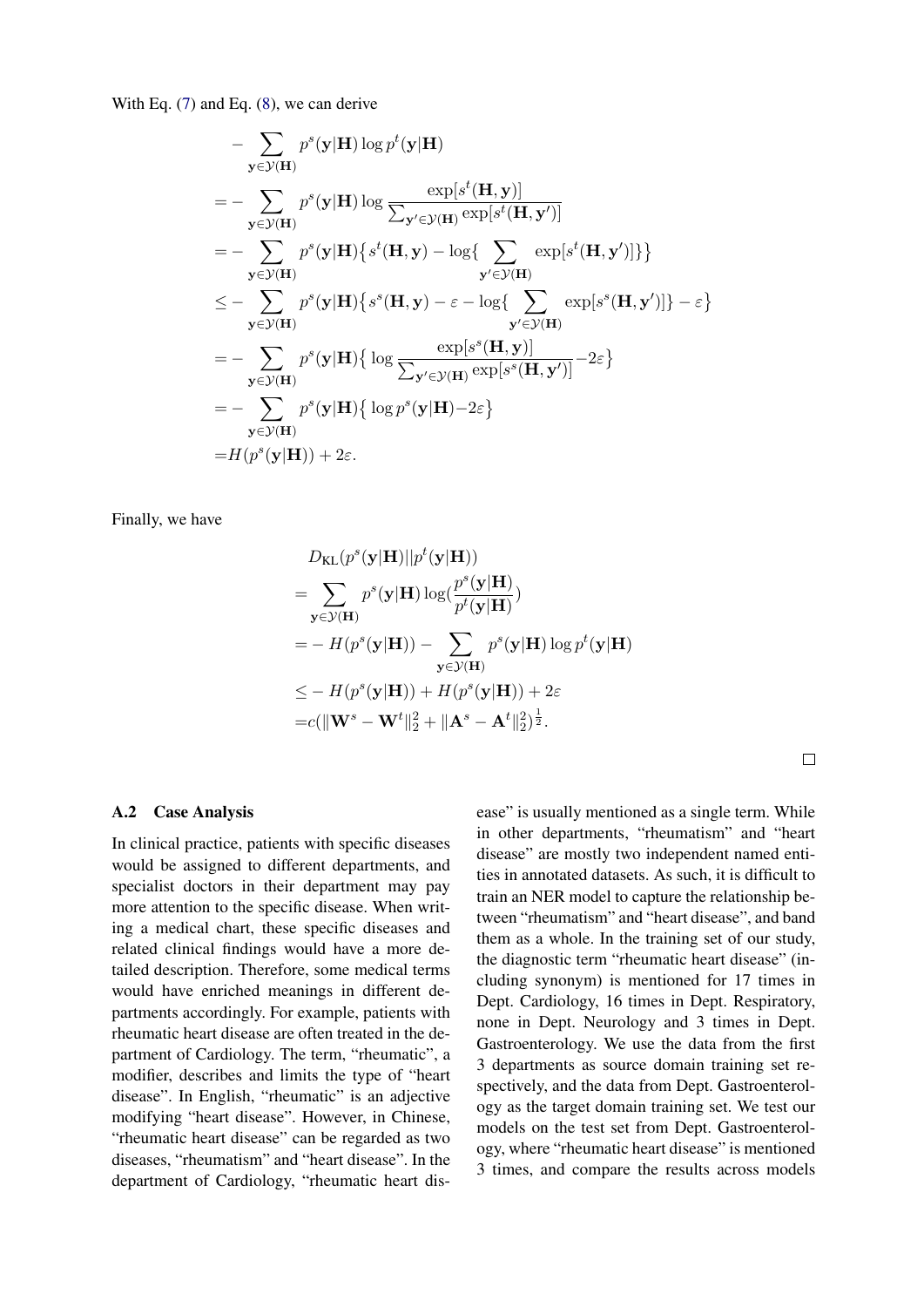With Eq. (7) and Eq. (8), we can derive

$$
\begin{aligned}
& - \sum_{\mathbf{y} \in \mathcal{Y}(\mathbf{H})} p^s(\mathbf{y}|\mathbf{H}) \log p^t(\mathbf{y}|\mathbf{H}) \\
=& - \sum_{\mathbf{y} \in \mathcal{Y}(\mathbf{H})} p^s(\mathbf{y}|\mathbf{H}) \log \frac{\exp[s^t(\mathbf{H}, \mathbf{y})]}{\sum_{\mathbf{y}' \in \mathcal{Y}(\mathbf{H})} \exp[s^t(\mathbf{H}, \mathbf{y}')]} \\
=& - \sum_{\mathbf{y} \in \mathcal{Y}(\mathbf{H})} p^s(\mathbf{y}|\mathbf{H}) \big\{ s^t(\mathbf{H}, \mathbf{y}) - \log \{ \sum_{\mathbf{y}' \in \mathcal{Y}(\mathbf{H})} \exp[s^t(\mathbf{H}, \mathbf{y}')] \} \big\} \\
\leq & - \sum_{\mathbf{y} \in \mathcal{Y}(\mathbf{H})} p^s(\mathbf{y}|\mathbf{H}) \big\{ s^s(\mathbf{H}, \mathbf{y}) - \varepsilon - \log \{ \sum_{\mathbf{y}' \in \mathcal{Y}(\mathbf{H})} \exp[s^s(\mathbf{H}, \mathbf{y}')] \} - \varepsilon \big\} \\
=& - \sum_{\mathbf{y} \in \mathcal{Y}(\mathbf{H})} p^s(\mathbf{y}|\mathbf{H}) \big\{ \log \frac{\exp[s^s(\mathbf{H}, \mathbf{y})]}{\sum_{\mathbf{y}' \in \mathcal{Y}(\mathbf{H})} \exp[s^s(\mathbf{H}, \mathbf{y}')]} - 2\varepsilon \big\} \\
=& - \sum_{\mathbf{y} \in \mathcal{Y}(\mathbf{H})} p^s(\mathbf{y}|\mathbf{H}) \big\{ \log p^s(\mathbf{y}|\mathbf{H}) - 2\varepsilon \big\} \\
=& H(p^s(\mathbf{y}|\mathbf{H})) + 2\varepsilon.
\end{aligned}
$$

Finally, we have

$$
\begin{aligned}
& D_{\mathrm{KL}}(p^s(\mathbf{y}|\mathbf{H}) || p^t(\mathbf{y}|\mathbf{H})) \\
=& \sum_{\mathbf{y} \in \mathcal{Y}(\mathbf{H})} p^s(\mathbf{y}|\mathbf{H}) \log (\frac{p^s(\mathbf{y}|\mathbf{H})}{p^t(\mathbf{y}|\mathbf{H})}) \\
=& - H(p^s(\mathbf{y}|\mathbf{H})) - \sum_{\mathbf{y} \in \mathcal{Y}(\mathbf{H})} p^s(\mathbf{y}|\mathbf{H}) \log p^t(\mathbf{y}|\mathbf{H}) \\
\leq & - H(p^s(\mathbf{y}|\mathbf{H})) + H(p^s(\mathbf{y}|\mathbf{H})) + 2\varepsilon \\
=& c(\|\mathbf{W}^s - \mathbf{W}^t\|_2^2 + \|\mathbf{A}^s - \mathbf{A}^t\|_2^2)^{\frac{1}{2}}.
\end{aligned}
$$

□

### A.2 Case Analysis

In clinical practice, patients with specific diseases would be assigned to different departments, and specialist doctors in their department may pay more attention to the specific disease. When writing a medical chart, these specific diseases and related clinical findings would have a more detailed description. Therefore, some medical terms would have enriched meanings in different departments accordingly. For example, patients with rheumatic heart disease are often treated in the department of Cardiology. The term, "rheumatic", a modifier, describes and limits the type of "heart disease". In English, "rheumatic" is an adjective modifying "heart disease". However, in Chinese, "rheumatic heart disease" can be regarded as two diseases, "rheumatism" and "heart disease". In the department of Cardiology, "rheumatic heart disease" is usually mentioned as a single term. While in other departments, "rheumatism" and "heart disease" are mostly two independent named entities in annotated datasets. As such, it is difficult to train an NER model to capture the relationship between "rheumatism" and "heart disease", and band them as a whole. In the training set of our study, the diagnostic term "rheumatic heart disease" (including synonym) is mentioned for 17 times in Dept. Cardiology, 16 times in Dept. Respiratory, none in Dept. Neurology and 3 times in Dept. Gastroenterology. We use the data from the first 3 departments as source domain training set respectively, and the data from Dept. Gastroenterology as the target domain training set. We test our models on the test set from Dept. Gastroenterology, where "rheumatic heart disease" is mentioned 3 times, and compare the results across models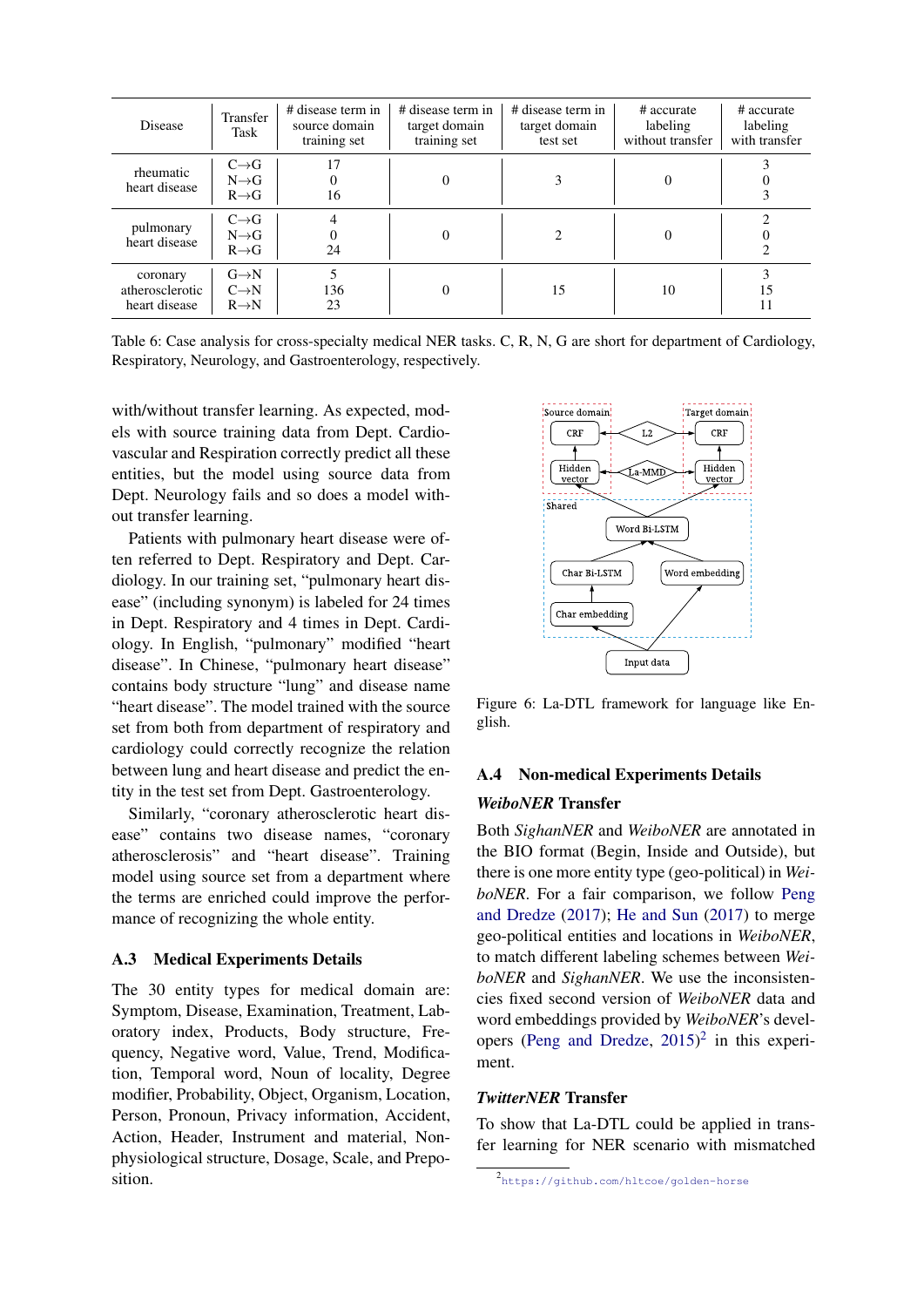| Disease | Transfer Task | # disease term in source domain training set | # disease term in target domain training set | # disease term in target domain test set | # accurate labeling without transfer | # accurate labeling with transfer |
|---|---|---|---|---|---|---|
| rheumatic heart disease | C→G | 17 | 0 | 3 | 0 | 3 |
| | N→G | 0 | | | | 0 |
| | R→G | 16 | | | | 3 |
| pulmonary heart disease | C→G | 4 | 0 | 2 | 0 | 2 |
| | N→G | 0 | | | | 0 |
| | R→G | 24 | | | | 2 |
| coronary atherosclerotic heart disease | G→N | 5 | 0 | 15 | 10 | 3 |
| | C→N | 136 | | | | 15 |
| | R→N | 23 | | | | 11 |

Table 6: Case analysis for cross-specialty medical NER tasks. C, R, N, G are short for department of Cardiology, Respiratory, Neurology, and Gastroenterology, respectively.

with/without transfer learning. As expected, models with source training data from Dept. Cardiovascular and Respiration correctly predict all these entities, but the model using source data from Dept. Neurology fails and so does a model without transfer learning.

Patients with pulmonary heart disease were often referred to Dept. Respiratory and Dept. Cardiology. In our training set, "pulmonary heart disease" (including synonym) is labeled for 24 times in Dept. Respiratory and 4 times in Dept. Cardiology. In English, "pulmonary" modified "heart disease". In Chinese, "pulmonary heart disease" contains body structure "lung" and disease name "heart disease". The model trained with the source set from both from department of respiratory and cardiology could correctly recognize the relation between lung and heart disease and predict the entity in the test set from Dept. Gastroenterology.

Similarly, "coronary atherosclerotic heart disease" contains two disease names, "coronary atherosclerosis" and "heart disease". Training model using source set from a department where the terms are enriched could improve the performance of recognizing the whole entity.

### A.3 Medical Experiments Details

The 30 entity types for medical domain are: Symptom, Disease, Examination, Treatment, Laboratory index, Products, Body structure, Frequency, Negative word, Value, Trend, Modification, Temporal word, Noun of locality, Degree modifier, Probability, Object, Organism, Location, Person, Pronoun, Privacy information, Accident, Action, Header, Instrument and material, Nonphysiological structure, Dosage, Scale, and Preposition.

Figure 6: La-DTL framework for language like English.

### A.4 Non-medical Experiments Details

#### *WeiboNER* Transfer

Both *SighanNER* and *WeiboNER* are annotated in the BIO format (Begin, Inside and Outside), but there is one more entity type (geo-political) in *WeiboNER*. For a fair comparison, we follow Peng and Dredze (2017); He and Sun (2017) to merge geo-political entities and locations in *WeiboNER*, to match different labeling schemes between *WeiboNER* and *SighanNER*. We use the inconsistencies fixed second version of *WeiboNER* data and word embeddings provided by *WeiboNER*'s developers (Peng and Dredze, 2015)[2] in this experiment.

#### *TwitterNER* Transfer

To show that La-DTL could be applied in transfer learning for NER scenario with mismatched

[2] https://github.com/hltcoe/golden-horse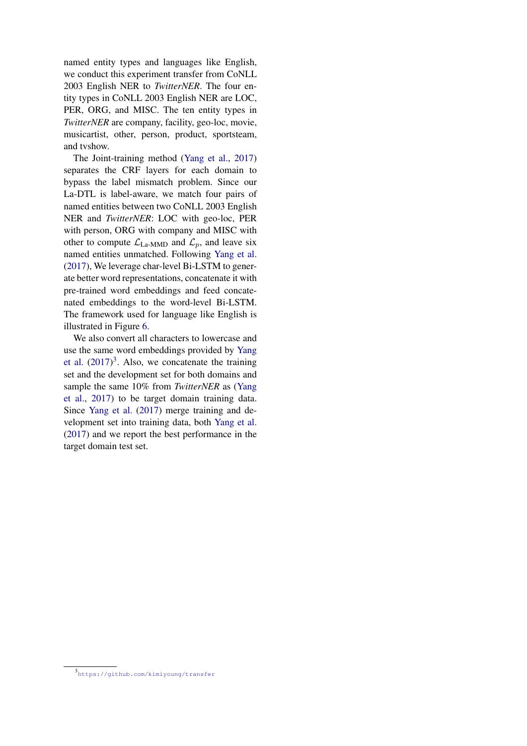named entity types and languages like English, we conduct this experiment transfer from CoNLL 2003 English NER to *TwitterNER*. The four entity types in CoNLL 2003 English NER are LOC, PER, ORG, and MISC. The ten entity types in *TwitterNER* are company, facility, geo-loc, movie, musicartist, other, person, product, sportsteam, and tvshow.

The Joint-training method (Yang et al., 2017) separates the CRF layers for each domain to bypass the label mismatch problem. Since our La-DTL is label-aware, we match four pairs of named entities between two CoNLL 2003 English NER and *TwitterNER*: LOC with geo-loc, PER with person, ORG with company and MISC with other to compute $\mathcal{L}_{\text{La-MMD}}$ and $\mathcal{L}_p$, and leave six named entities unmatched. Following Yang et al. (2017), We leverage char-level Bi-LSTM to generate better word representations, concatenate it with pre-trained word embeddings and feed concatenated embeddings to the word-level Bi-LSTM. The framework used for language like English is illustrated in Figure 6.

We also convert all characters to lowercase and use the same word embeddings provided by Yang et al. (2017)[3]. Also, we concatenate the training set and the development set for both domains and sample the same 10% from *TwitterNER* as (Yang et al., 2017) to be target domain training data. Since Yang et al. (2017) merge training and development set into training data, both Yang et al. (2017) and we report the best performance in the target domain test set.

[3] https://github.com/kimiyoung/transfer